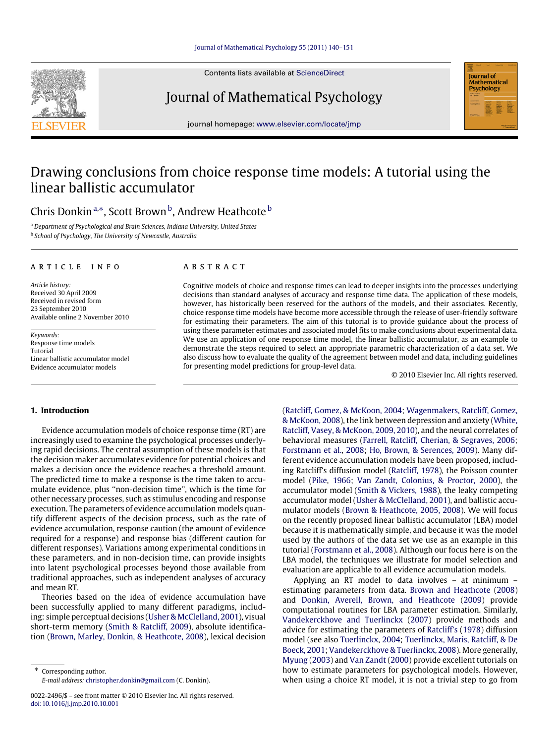Contents lists available at ScienceDirect

# Journal of Mathematical Psychology

journal homepage: www.elsevier.com/locate/jmp

# Drawing conclusions from choice response time models: A tutorial using the linear ballistic accumulator

Chris Donkin[a,*], Scott Brown[b], Andrew Heathcote[b]

[a] *Department of Psychological and Brain Sciences, Indiana University, United States*
[b] *School of Psychology, The University of Newcastle, Australia*

## ARTICLE INFO

*Article history:*
Received 30 April 2009
Received in revised form
23 September 2010
Available online 2 November 2010

*Keywords:*
Response time models
Tutorial
Linear ballistic accumulator model
Evidence accumulator models

## ABSTRACT

Cognitive models of choice and response times can lead to deeper insights into the processes underlying decisions than standard analyses of accuracy and response time data. The application of these models, however, has historically been reserved for the authors of the models, and their associates. Recently, choice response time models have become more accessible through the release of user-friendly software for estimating their parameters. The aim of this tutorial is to provide guidance about the process of using these parameter estimates and associated model fits to make conclusions about experimental data. We use an application of one response time model, the linear ballistic accumulator, as an example to demonstrate the steps required to select an appropriate parametric characterization of a data set. We also discuss how to evaluate the quality of the agreement between model and data, including guidelines for presenting model predictions for group-level data.

© 2010 Elsevier Inc. All rights reserved.

## 1. Introduction

Evidence accumulation models of choice response time (RT) are increasingly used to examine the psychological processes underlying rapid decisions. The central assumption of these models is that the decision maker accumulates evidence for potential choices and makes a decision once the evidence reaches a threshold amount. The predicted time to make a response is the time taken to accumulate evidence, plus ''non-decision time'', which is the time for other necessary processes, such as stimulus encoding and response execution. The parameters of evidence accumulation models quantify different aspects of the decision process, such as the rate of evidence accumulation, response caution (the amount of evidence required for a response) and response bias (different caution for different responses). Variations among experimental conditions in these parameters, and in non-decision time, can provide insights into latent psychological processes beyond those available from traditional approaches, such as independent analyses of accuracy and mean RT.

Theories based on the idea of evidence accumulation have been successfully applied to many different paradigms, including: simple perceptual decisions (Usher & McClelland, 2001), visual short-term memory (Smith & Ratcliff, 2009), absolute identification (Brown, Marley, Donkin, & Heathcote, 2008), lexical decision (Ratcliff, Gomez, & McKoon, 2004; Wagenmakers, Ratcliff, Gomez, & McKoon, 2008), the link between depression and anxiety (White, Ratcliff, Vasey, & McKoon, 2009, 2010), and the neural correlates of behavioral measures (Farrell, Ratcliff, Cherian, & Segraves, 2006; Forstmann et al., 2008; Ho, Brown, & Serences, 2009). Many different evidence accumulation models have been proposed, including Ratcliff's diffusion model (Ratcliff, 1978), the Poisson counter model (Pike, 1966; Van Zandt, Colonius, & Proctor, 2000), the accumulator model (Smith & Vickers, 1988), the leaky competing accumulator model (Usher & McClelland, 2001), and ballistic accumulator models (Brown & Heathcote, 2005, 2008). We will focus on the recently proposed linear ballistic accumulator (LBA) model because it is mathematically simple, and because it was the model used by the authors of the data set we use as an example in this tutorial (Forstmann et al., 2008). Although our focus here is on the LBA model, the techniques we illustrate for model selection and evaluation are applicable to all evidence accumulation models.

Applying an RT model to data involves – at minimum – estimating parameters from data. Brown and Heathcote (2008) and Donkin, Averell, Brown, and Heathcote (2009) provide computational routines for LBA parameter estimation. Similarly, Vandekerckhove and Tuerlinckx (2007) provide methods and advice for estimating the parameters of Ratcliff's (1978) diffusion model (see also Tuerlinckx, 2004; Tuerlinckx, Maris, Ratcliff, & De Boeck, 2001; Vandekerckhove & Tuerlinckx, 2008). More generally, Myung (2003) and Van Zandt (2000) provide excellent tutorials on how to estimate parameters for psychological models. However, when using a choice RT model, it is not a trivial step to go from

* Corresponding author.
*E-mail address:* christopher.donkin@gmail.com (C. Donkin).

0022-2496/$ – see front matter © 2010 Elsevier Inc. All rights reserved.
doi:10.1016/j.jmp.2010.10.001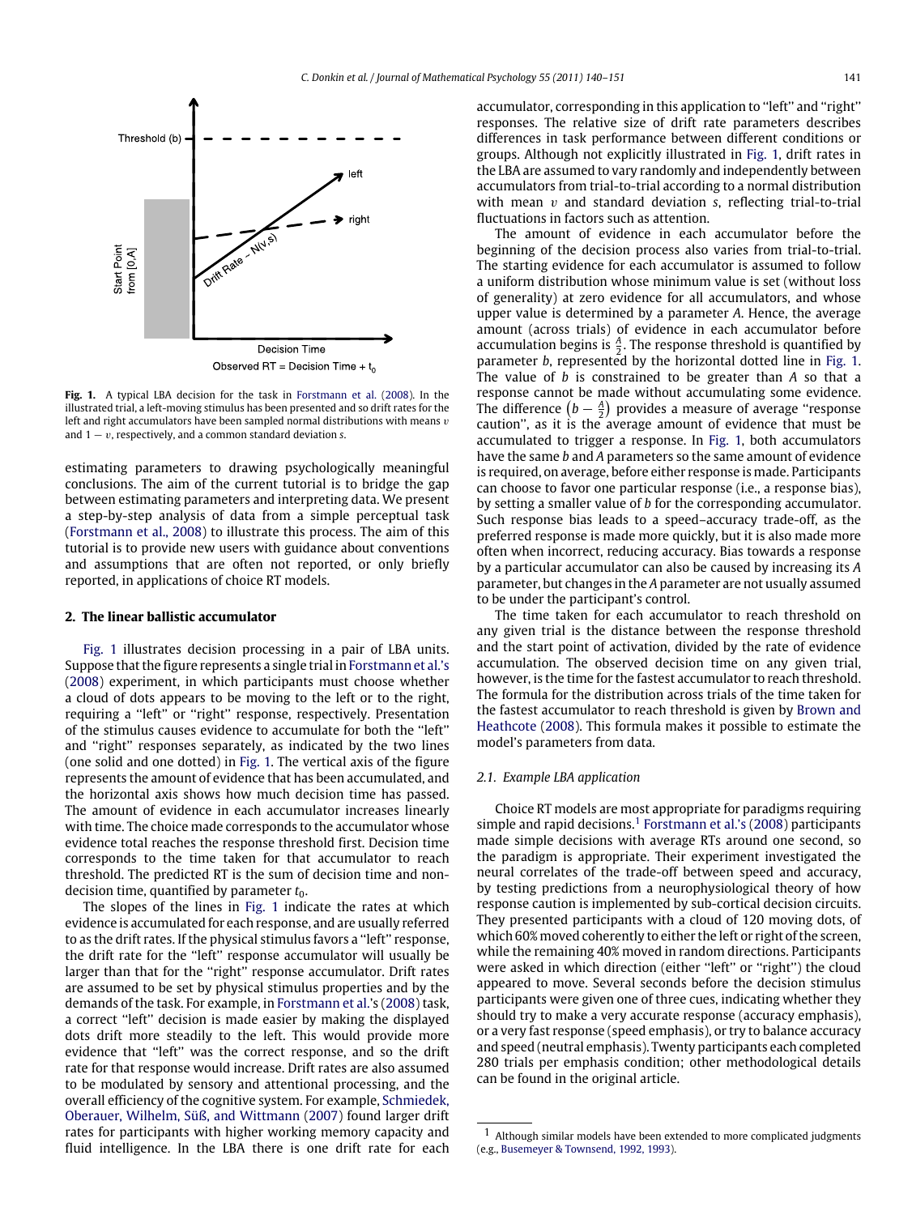Threshold (b)

left

right

Start Point from [0,A]

Drift Rate ~ N(v,s)

Decision Time

Observed RT = Decision Time + $t_0$

**Fig. 1.** A typical LBA decision for the task in Forstmann et al. (2008). In the illustrated trial, a left-moving stimulus has been presented and so drift rates for the left and right accumulators have been sampled normal distributions with means $v$ and $1 - v$, respectively, and a common standard deviation $s$.

estimating parameters to drawing psychologically meaningful conclusions. The aim of the current tutorial is to bridge the gap between estimating parameters and interpreting data. We present a step-by-step analysis of data from a simple perceptual task (Forstmann et al., 2008) to illustrate this process. The aim of this tutorial is to provide new users with guidance about conventions and assumptions that are often not reported, or only briefly reported, in applications of choice RT models.

## 2. The linear ballistic accumulator

Fig. 1 illustrates decision processing in a pair of LBA units. Suppose that the figure represents a single trial in Forstmann et al.'s (2008) experiment, in which participants must choose whether a cloud of dots appears to be moving to the left or to the right, requiring a "left" or "right" response, respectively. Presentation of the stimulus causes evidence to accumulate for both the "left" and "right" responses separately, as indicated by the two lines (one solid and one dotted) in Fig. 1. The vertical axis of the figure represents the amount of evidence that has been accumulated, and the horizontal axis shows how much decision time has passed. The amount of evidence in each accumulator increases linearly with time. The choice made corresponds to the accumulator whose evidence total reaches the response threshold first. Decision time corresponds to the time taken for that accumulator to reach threshold. The predicted RT is the sum of decision time and non-decision time, quantified by parameter $t_0$.

The slopes of the lines in Fig. 1 indicate the rates at which evidence is accumulated for each response, and are usually referred to as the drift rates. If the physical stimulus favors a "left" response, the drift rate for the "left" response accumulator will usually be larger than that for the "right" response accumulator. Drift rates are assumed to be set by physical stimulus properties and by the demands of the task. For example, in Forstmann et al.'s (2008) task, a correct "left" decision is made easier by making the displayed dots drift more steadily to the left. This would provide more evidence that "left" was the correct response, and so the drift rate for that response would increase. Drift rates are also assumed to be modulated by sensory and attentional processing, and the overall efficiency of the cognitive system. For example, Schmiedek, Oberauer, Wilhelm, Süß, and Wittmann (2007) found larger drift rates for participants with higher working memory capacity and fluid intelligence. In the LBA there is one drift rate for each accumulator, corresponding in this application to "left" and "right" responses. The relative size of drift rate parameters describes differences in task performance between different conditions or groups. Although not explicitly illustrated in Fig. 1, drift rates in the LBA are assumed to vary randomly and independently between accumulators from trial-to-trial according to a normal distribution with mean $v$ and standard deviation $s$, reflecting trial-to-trial fluctuations in factors such as attention.

The amount of evidence in each accumulator before the beginning of the decision process also varies from trial-to-trial. The starting evidence for each accumulator is assumed to follow a uniform distribution whose minimum value is set (without loss of generality) at zero evidence for all accumulators, and whose upper value is determined by a parameter $A$. Hence, the average amount (across trials) of evidence in each accumulator before accumulation begins is $\frac{A}{2}$. The response threshold is quantified by parameter $b$, represented by the horizontal dotted line in Fig. 1. The value of $b$ is constrained to be greater than $A$ so that a response cannot be made without accumulating some evidence. The difference $\left(b - \frac{A}{2}\right)$ provides a measure of average "response caution", as it is the average amount of evidence that must be accumulated to trigger a response. In Fig. 1, both accumulators have the same $b$ and $A$ parameters so the same amount of evidence is required, on average, before either response is made. Participants can choose to favor one particular response (i.e., a response bias), by setting a smaller value of $b$ for the corresponding accumulator. Such response bias leads to a speed–accuracy trade-off, as the preferred response is made more quickly, but it is also made more often when incorrect, reducing accuracy. Bias towards a response by a particular accumulator can also be caused by increasing its $A$ parameter, but changes in the $A$ parameter are not usually assumed to be under the participant's control.

The time taken for each accumulator to reach threshold on any given trial is the distance between the response threshold and the start point of activation, divided by the rate of evidence accumulation. The observed decision time on any given trial, however, is the time for the fastest accumulator to reach threshold. The formula for the distribution across trials of the time taken for the fastest accumulator to reach threshold is given by Brown and Heathcote (2008). This formula makes it possible to estimate the model's parameters from data.

### 2.1. Example LBA application

Choice RT models are most appropriate for paradigms requiring simple and rapid decisions.[1] Forstmann et al.'s (2008) participants made simple decisions with average RTs around one second, so the paradigm is appropriate. Their experiment investigated the neural correlates of the trade-off between speed and accuracy, by testing predictions from a neurophysiological theory of how response caution is implemented by sub-cortical decision circuits. They presented participants with a cloud of 120 moving dots, of which 60% moved coherently to either the left or right of the screen, while the remaining 40% moved in random directions. Participants were asked in which direction (either "left" or "right") the cloud appeared to move. Several seconds before the decision stimulus participants were given one of three cues, indicating whether they should try to make a very accurate response (accuracy emphasis), or a very fast response (speed emphasis), or try to balance accuracy and speed (neutral emphasis). Twenty participants each completed 280 trials per emphasis condition; other methodological details can be found in the original article.

[1] Although similar models have been extended to more complicated judgments (e.g., Busemeyer & Townsend, 1992, 1993).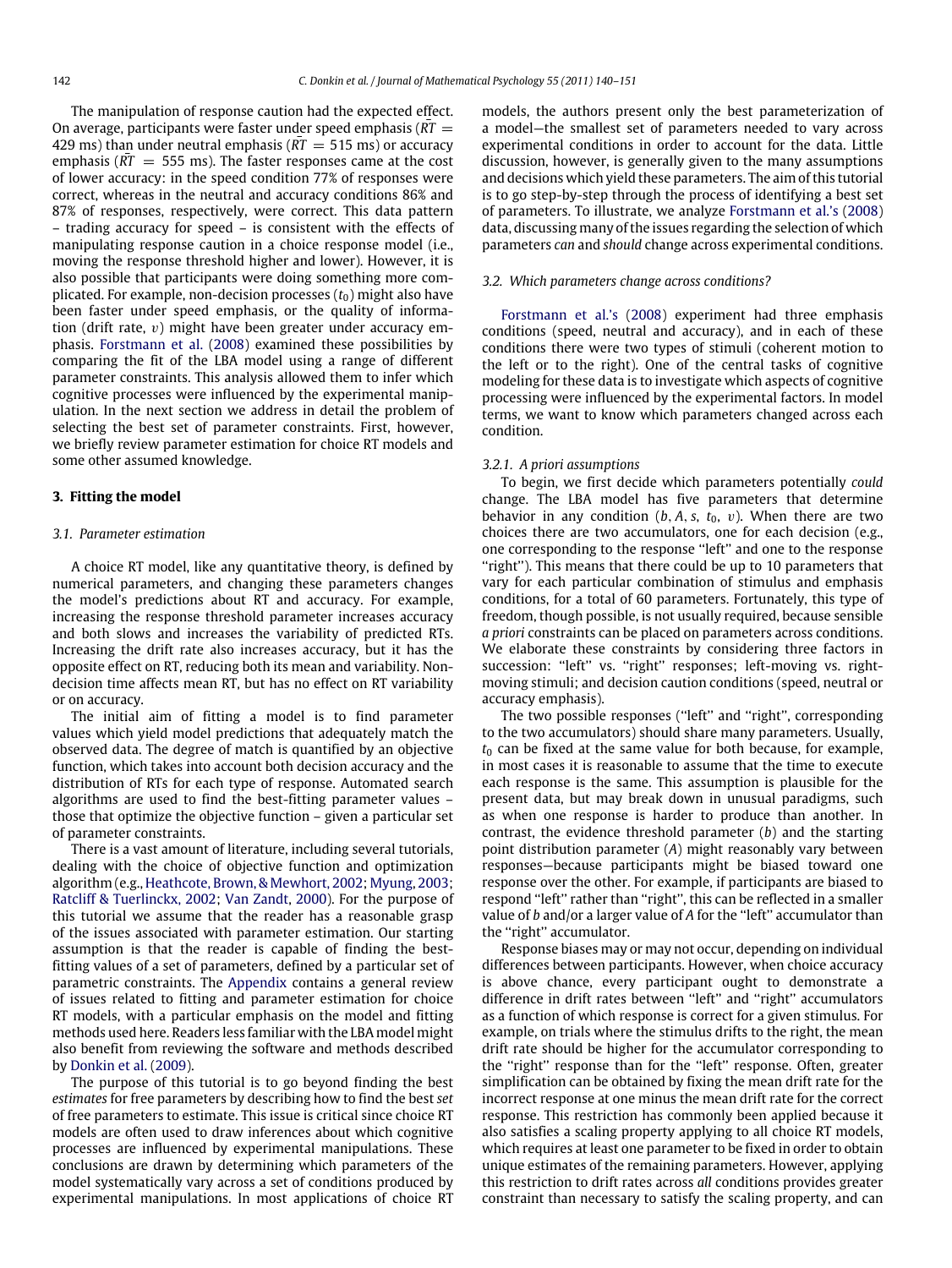The manipulation of response caution had the expected effect. On average, participants were faster under speed emphasis ($\bar{RT} = 429$ ms) than under neutral emphasis ($\bar{RT} = 515$ ms) or accuracy emphasis ($\bar{RT} = 555$ ms). The faster responses came at the cost of lower accuracy: in the speed condition 77% of responses were correct, whereas in the neutral and accuracy conditions 86% and 87% of responses, respectively, were correct. This data pattern – trading accuracy for speed – is consistent with the effects of manipulating response caution in a choice response model (i.e., moving the response threshold higher and lower). However, it is also possible that participants were doing something more complicated. For example, non-decision processes ($t_0$) might also have been faster under speed emphasis, or the quality of information (drift rate, $v$) might have been greater under accuracy emphasis. Forstmann et al. (2008) examined these possibilities by comparing the fit of the LBA model using a range of different parameter constraints. This analysis allowed them to infer which cognitive processes were influenced by the experimental manipulation. In the next section we address in detail the problem of selecting the best set of parameter constraints. First, however, we briefly review parameter estimation for choice RT models and some other assumed knowledge.

## 3. Fitting the model

### 3.1. Parameter estimation

A choice RT model, like any quantitative theory, is defined by numerical parameters, and changing these parameters changes the model's predictions about RT and accuracy. For example, increasing the response threshold parameter increases accuracy and both slows and increases the variability of predicted RTs. Increasing the drift rate also increases accuracy, but it has the opposite effect on RT, reducing both its mean and variability. Non-decision time affects mean RT, but has no effect on RT variability or on accuracy.

The initial aim of fitting a model is to find parameter values which yield model predictions that adequately match the observed data. The degree of match is quantified by an objective function, which takes into account both decision accuracy and the distribution of RTs for each type of response. Automated search algorithms are used to find the best-fitting parameter values – those that optimize the objective function – given a particular set of parameter constraints.

There is a vast amount of literature, including several tutorials, dealing with the choice of objective function and optimization algorithm (e.g., Heathcote, Brown, & Mewhort, 2002; Myung, 2003; Ratcliff & Tuerlinckx, 2002; Van Zandt, 2000). For the purpose of this tutorial we assume that the reader has a reasonable grasp of the issues associated with parameter estimation. Our starting assumption is that the reader is capable of finding the best-fitting values of a set of parameters, defined by a particular set of parametric constraints. The Appendix contains a general review of issues related to fitting and parameter estimation for choice RT models, with a particular emphasis on the model and fitting methods used here. Readers less familiar with the LBA model might also benefit from reviewing the software and methods described by Donkin et al. (2009).

The purpose of this tutorial is to go beyond finding the best *estimates* for free parameters by describing how to find the best *set* of free parameters to estimate. This issue is critical since choice RT models are often used to draw inferences about which cognitive processes are influenced by experimental manipulations. These conclusions are drawn by determining which parameters of the model systematically vary across a set of conditions produced by experimental manipulations. In most applications of choice RT models, the authors present only the best parameterization of a model—the smallest set of parameters needed to vary across experimental conditions in order to account for the data. Little discussion, however, is generally given to the many assumptions and decisions which yield these parameters. The aim of this tutorial is to go step-by-step through the process of identifying a best set of parameters. To illustrate, we analyze Forstmann et al.'s (2008) data, discussing many of the issues regarding the selection of which parameters *can* and *should* change across experimental conditions.

### 3.2. Which parameters change across conditions?

Forstmann et al.'s (2008) experiment had three emphasis conditions (speed, neutral and accuracy), and in each of these conditions there were two types of stimuli (coherent motion to the left or to the right). One of the central tasks of cognitive modeling for these data is to investigate which aspects of cognitive processing were influenced by the experimental factors. In model terms, we want to know which parameters changed across each condition.

#### 3.2.1. A priori assumptions

To begin, we first decide which parameters potentially *could* change. The LBA model has five parameters that determine behavior in any condition ($b$, $A$, $s$, $t_0$, $v$). When there are two choices there are two accumulators, one for each decision (e.g., one corresponding to the response "left" and one to the response "right"). This means that there could be up to 10 parameters that vary for each particular combination of stimulus and emphasis conditions, for a total of 60 parameters. Fortunately, this type of freedom, though possible, is not usually required, because sensible *a priori* constraints can be placed on parameters across conditions. We elaborate these constraints by considering three factors in succession: "left" vs. "right" responses; left-moving vs. right-moving stimuli; and decision caution conditions (speed, neutral or accuracy emphasis).

The two possible responses ("left" and "right", corresponding to the two accumulators) should share many parameters. Usually, $t_0$ can be fixed at the same value for both because, for example, in most cases it is reasonable to assume that the time to execute each response is the same. This assumption is plausible for the present data, but may break down in unusual paradigms, such as when one response is harder to produce than another. In contrast, the evidence threshold parameter ($b$) and the starting point distribution parameter ($A$) might reasonably vary between responses—because participants might be biased toward one response over the other. For example, if participants are biased to respond "left" rather than "right", this can be reflected in a smaller value of $b$ and/or a larger value of $A$ for the "left" accumulator than the "right" accumulator.

Response biases may or may not occur, depending on individual differences between participants. However, when choice accuracy is above chance, every participant ought to demonstrate a difference in drift rates between "left" and "right" accumulators as a function of which response is correct for a given stimulus. For example, on trials where the stimulus drifts to the right, the mean drift rate should be higher for the accumulator corresponding to the "right" response than for the "left" response. Often, greater simplification can be obtained by fixing the mean drift rate for the incorrect response at one minus the mean drift rate for the correct response. This restriction has commonly been applied because it also satisfies a scaling property applying to all choice RT models, which requires at least one parameter to be fixed in order to obtain unique estimates of the remaining parameters. However, applying this restriction to drift rates across *all* conditions provides greater constraint than necessary to satisfy the scaling property, and can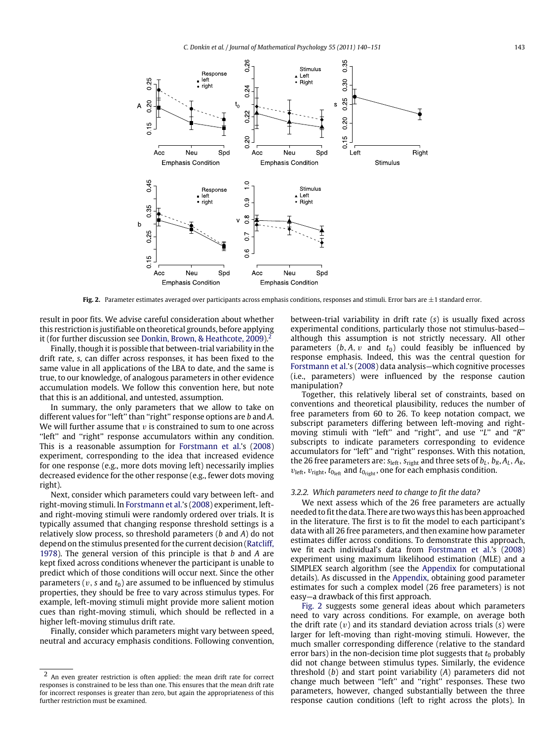**Fig. 2.** Parameter estimates averaged over participants across emphasis conditions, responses and stimuli. Error bars are ±1 standard error.

result in poor fits. We advise careful consideration about whether this restriction is justifiable on theoretical grounds, before applying it (for further discussion see Donkin, Brown, & Heathcote, 2009).[2]

Finally, though it is possible that between-trial variability in the drift rate, $s$, can differ across responses, it has been fixed to the same value in all applications of the LBA to date, and the same is true, to our knowledge, of analogous parameters in other evidence accumulation models. We follow this convention here, but note that this is an additional, and untested, assumption.

In summary, the only parameters that we allow to take on different values for "left" than "right" response options are $b$ and $A$. We will further assume that $v$ is constrained to sum to one across "left" and "right" response accumulators within any condition. This is a reasonable assumption for Forstmann et al.'s (2008) experiment, corresponding to the idea that increased evidence for one response (e.g., more dots moving left) necessarily implies decreased evidence for the other response (e.g., fewer dots moving right).

Next, consider which parameters could vary between left- and right-moving stimuli. In Forstmann et al.'s (2008) experiment, left- and right-moving stimuli were randomly ordered over trials. It is typically assumed that changing response threshold settings is a relatively slow process, so threshold parameters ($b$ and $A$) do not depend on the stimulus presented for the current decision (Ratcliff, 1978). The general version of this principle is that $b$ and $A$ are kept fixed across conditions whenever the participant is unable to predict which of those conditions will occur next. Since the other parameters ($v$, $s$ and $t_0$) are assumed to be influenced by stimulus properties, they should be free to vary across stimulus types. For example, left-moving stimuli might provide more salient motion cues than right-moving stimuli, which should be reflected in a higher left-moving stimulus drift rate.

Finally, consider which parameters might vary between speed, neutral and accuracy emphasis conditions. Following convention, between-trial variability in drift rate ($s$) is usually fixed across experimental conditions, particularly those not stimulus-based—although this assumption is not strictly necessary. All other parameters ($b$, $A$, $v$ and $t_0$) could feasibly be influenced by response emphasis. Indeed, this was the central question for Forstmann et al.'s (2008) data analysis—which cognitive processes (i.e., parameters) were influenced by the response caution manipulation?

Together, this relatively liberal set of constraints, based on conventions and theoretical plausibility, reduces the number of free parameters from 60 to 26. To keep notation compact, we subscript parameters differing between left-moving and right-moving stimuli with "left" and "right", and use "$L$" and "$R$" subscripts to indicate parameters corresponding to evidence accumulators for "left" and "right" responses. With this notation, the 26 free parameters are: $s_{\text{left}}$, $s_{\text{right}}$ and three sets of $b_L$, $b_R$, $A_L$, $A_R$, $v_{\text{left}}$, $v_{\text{right}}$, $t_{0_{\text{left}}}$ and $t_{0_{\text{right}}}$, one for each emphasis condition.

### 3.2.2. Which parameters need to change to fit the data?

We next assess which of the 26 free parameters are actually needed to fit the data. There are two ways this has been approached in the literature. The first is to fit the model to each participant's data with all 26 free parameters, and then examine how parameter estimates differ across conditions. To demonstrate this approach, we fit each individual's data from Forstmann et al.'s (2008) experiment using maximum likelihood estimation (MLE) and a SIMPLEX search algorithm (see the Appendix for computational details). As discussed in the Appendix, obtaining good parameter estimates for such a complex model (26 free parameters) is not easy—a drawback of this first approach.

Fig. 2 suggests some general ideas about which parameters need to vary across conditions. For example, on average both the drift rate ($v$) and its standard deviation across trials ($s$) were larger for left-moving than right-moving stimuli. However, the much smaller corresponding difference (relative to the standard error bars) in the non-decision time plot suggests that $t_0$ probably did not change between stimulus types. Similarly, the evidence threshold ($b$) and start point variability ($A$) parameters did not change much between "left" and "right" responses. These two parameters, however, changed substantially between the three response caution conditions (left to right across the plots). In

---

[2] An even greater restriction is often applied: the mean drift rate for correct responses is constrained to be less than one. This ensures that the mean drift rate for incorrect responses is greater than zero, but again the appropriateness of this further restriction must be examined.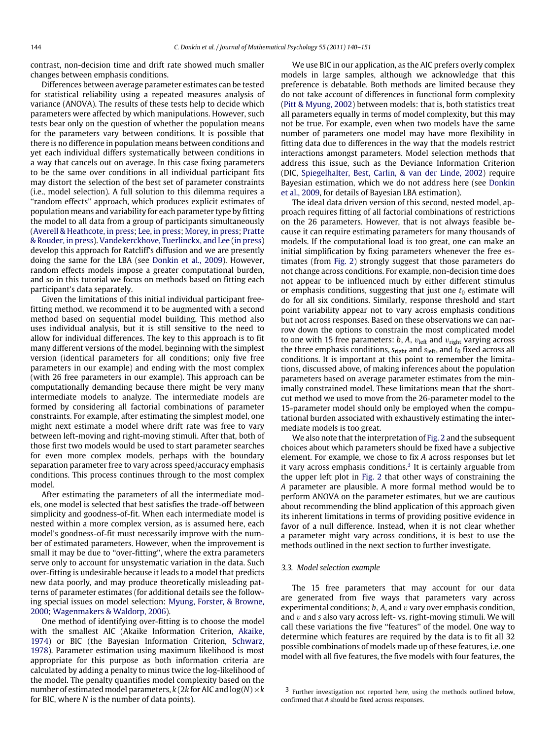contrast, non-decision time and drift rate showed much smaller changes between emphasis conditions.

Differences between average parameter estimates can be tested for statistical reliability using a repeated measures analysis of variance (ANOVA). The results of these tests help to decide which parameters were affected by which manipulations. However, such tests bear only on the question of whether the population means for the parameters vary between conditions. It is possible that there is no difference in population means between conditions and yet each individual differs systematically between conditions in a way that cancels out on average. In this case fixing parameters to be the same over conditions in all individual participant fits may distort the selection of the best set of parameter constraints (i.e., model selection). A full solution to this dilemma requires a "random effects" approach, which produces explicit estimates of population means and variability for each parameter type by fitting the model to all data from a group of participants simultaneously (Averell & Heathcote, in press; Lee, in press; Morey, in press; Pratte & Rouder, in press). Vandekerckhove, Tuerlinckx, and Lee (in press) develop this approach for Ratcliff's diffusion and we are presently doing the same for the LBA (see Donkin et al., 2009). However, random effects models impose a greater computational burden, and so in this tutorial we focus on methods based on fitting each participant's data separately.

Given the limitations of this initial individual participant free-fitting method, we recommend it to be augmented with a second method based on sequential model building. This method also uses individual analysis, but it is still sensitive to the need to allow for individual differences. The key to this approach is to fit many different versions of the model, beginning with the simplest version (identical parameters for all conditions; only five free parameters in our example) and ending with the most complex (with 26 free parameters in our example). This approach can be computationally demanding because there might be very many intermediate models to analyze. The intermediate models are formed by considering all factorial combinations of parameter constraints. For example, after estimating the simplest model, one might next estimate a model where drift rate was free to vary between left-moving and right-moving stimuli. After that, both of those first two models would be used to start parameter searches for even more complex models, perhaps with the boundary separation parameter free to vary across speed/accuracy emphasis conditions. This process continues through to the most complex model.

After estimating the parameters of all the intermediate models, one model is selected that best satisfies the trade-off between simplicity and goodness-of-fit. When each intermediate model is nested within a more complex version, as is assumed here, each model's goodness-of-fit must necessarily improve with the number of estimated parameters. However, when the improvement is small it may be due to "over-fitting", where the extra parameters serve only to account for unsystematic variation in the data. Such over-fitting is undesirable because it leads to a model that predicts new data poorly, and may produce theoretically misleading patterns of parameter estimates (for additional details see the following special issues on model selection: Myung, Forster, & Browne, 2000; Wagenmakers & Waldorp, 2006).

One method of identifying over-fitting is to choose the model with the smallest AIC (Akaike Information Criterion, Akaike, 1974) or BIC (the Bayesian Information Criterion, Schwarz, 1978). Parameter estimation using maximum likelihood is most appropriate for this purpose as both information criteria are calculated by adding a penalty to minus twice the log-likelihood of the model. The penalty quantifies model complexity based on the number of estimated model parameters, $k$ ($2k$ for AIC and $\log(N) \times k$ for BIC, where $N$ is the number of data points).

We use BIC in our application, as the AIC prefers overly complex models in large samples, although we acknowledge that this preference is debatable. Both methods are limited because they do not take account of differences in functional form complexity (Pitt & Myung, 2002) between models: that is, both statistics treat all parameters equally in terms of model complexity, but this may not be true. For example, even when two models have the same number of parameters one model may have more flexibility in fitting data due to differences in the way that the models restrict interactions amongst parameters. Model selection methods that address this issue, such as the Deviance Information Criterion (DIC, Spiegelhalter, Best, Carlin, & van der Linde, 2002) require Bayesian estimation, which we do not address here (see Donkin et al., 2009, for details of Bayesian LBA estimation).

The ideal data driven version of this second, nested model, approach requires fitting of all factorial combinations of restrictions on the 26 parameters. However, that is not always feasible because it can require estimating parameters for many thousands of models. If the computational load is too great, one can make an initial simplification by fixing parameters whenever the free estimates (from Fig. 2) strongly suggest that those parameters do not change across conditions. For example, non-decision time does not appear to be influenced much by either different stimulus or emphasis conditions, suggesting that just one $t_0$ estimate will do for all six conditions. Similarly, response threshold and start point variability appear not to vary across emphasis conditions but not across responses. Based on these observations we can narrow down the options to constrain the most complicated model to one with 15 free parameters: $b$, $A$, $v_{\text{left}}$ and $v_{\text{right}}$ varying across the three emphasis conditions, $s_{\text{right}}$ and $s_{\text{left}}$, and $t_0$ fixed across all conditions. It is important at this point to remember the limitations, discussed above, of making inferences about the population parameters based on average parameter estimates from the minimally constrained model. These limitations mean that the shortcut method we used to move from the 26-parameter model to the 15-parameter model should only be employed when the computational burden associated with exhaustively estimating the intermediate models is too great.

We also note that the interpretation of Fig. 2 and the subsequent choices about which parameters should be fixed have a subjective element. For example, we chose to fix $A$ across responses but let it vary across emphasis conditions.[3] It is certainly arguable from the upper left plot in Fig. 2 that other ways of constraining the $A$ parameter are plausible. A more formal method would be to perform ANOVA on the parameter estimates, but we are cautious about recommending the blind application of this approach given its inherent limitations in terms of providing positive evidence in favor of a null difference. Instead, when it is not clear whether a parameter might vary across conditions, it is best to use the methods outlined in the next section to further investigate.

### 3.3. Model selection example

The 15 free parameters that may account for our data are generated from five ways that parameters vary across experimental conditions; $b$, $A$, and $v$ vary over emphasis condition, and $v$ and $s$ also vary across left- vs. right-moving stimuli. We will call these variations the five "features" of the model. One way to determine which features are required by the data is to fit all 32 possible combinations of models made up of these features, i.e. one model with all five features, the five models with four features, the

[3] Further investigation not reported here, using the methods outlined below, confirmed that $A$ should be fixed across responses.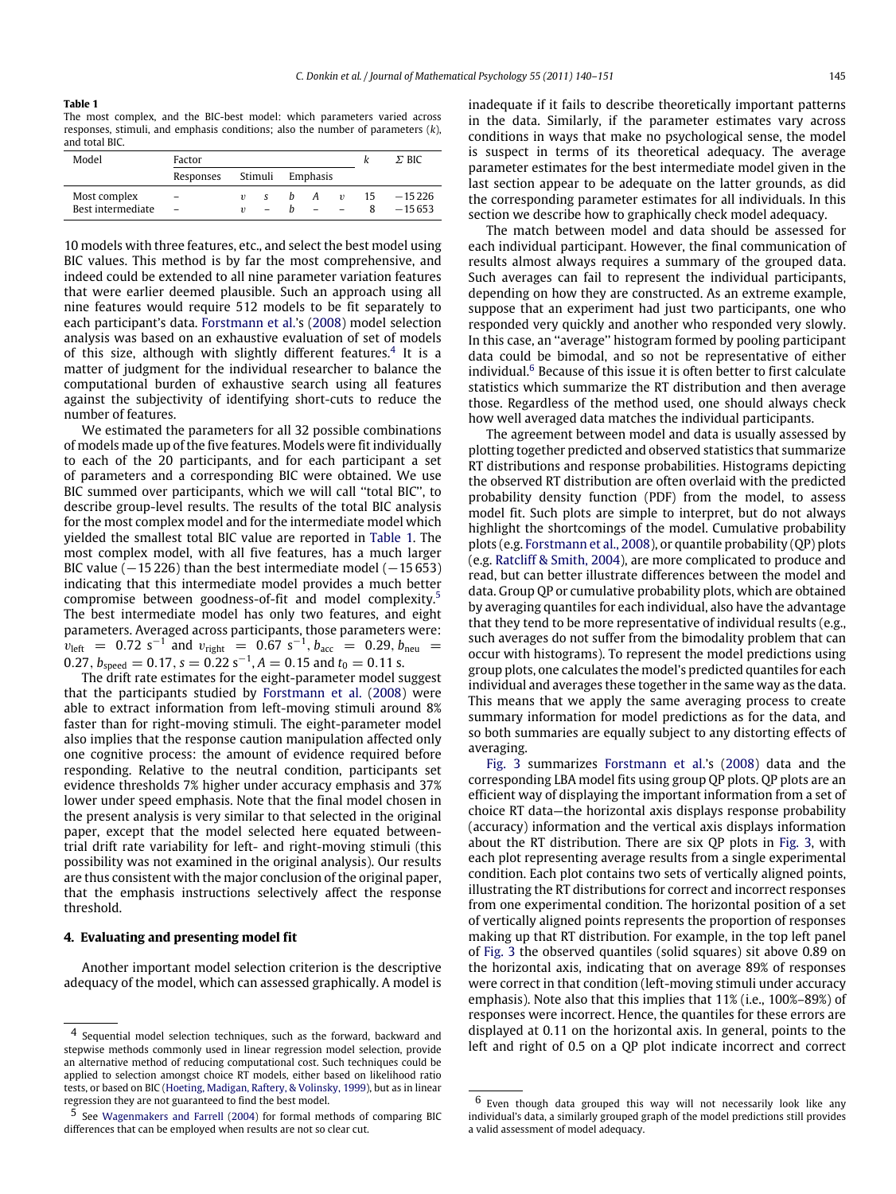**Table 1**
The most complex, and the BIC-best model: which parameters varied across responses, stimuli, and emphasis conditions; also the number of parameters ($k$), and total BIC.

| Model | Factor | | | | | | $k$ | $\Sigma$ BIC |
|---|---|---|---|---|---|---|---|---|
| | Responses | Stimuli | | Emphasis | | | | |
| Most complex | – | $v$ | $s$ | $b$ | $A$ | $v$ | 15 | −15 226 |
| Best intermediate | – | $v$ | – | $b$ | – | – | 8 | −15 653 |

10 models with three features, etc., and select the best model using BIC values. This method is by far the most comprehensive, and indeed could be extended to all nine parameter variation features that were earlier deemed plausible. Such an approach using all nine features would require 512 models to be fit separately to each participant's data. Forstmann et al.'s (2008) model selection analysis was based on an exhaustive evaluation of set of models of this size, although with slightly different features.[4] It is a matter of judgment for the individual researcher to balance the computational burden of exhaustive search using all features against the subjectivity of identifying short-cuts to reduce the number of features.

We estimated the parameters for all 32 possible combinations of models made up of the five features. Models were fit individually to each of the 20 participants, and for each participant a set of parameters and a corresponding BIC were obtained. We use BIC summed over participants, which we will call "total BIC", to describe group-level results. The results of the total BIC analysis for the most complex model and for the intermediate model which yielded the smallest total BIC value are reported in Table 1. The most complex model, with all five features, has a much larger BIC value (−15 226) than the best intermediate model (−15 653) indicating that this intermediate model provides a much better compromise between goodness-of-fit and model complexity.[5] The best intermediate model has only two features, and eight parameters. Averaged across participants, those parameters were: $v_{\text{left}} = 0.72\ \text{s}^{-1}$ and $v_{\text{right}} = 0.67\ \text{s}^{-1}$, $b_{\text{acc}} = 0.29$, $b_{\text{neu}} = 0.27$, $b_{\text{speed}} = 0.17$, $s = 0.22\ \text{s}^{-1}$, $A = 0.15$ and $t_0 = 0.11$ s.

The drift rate estimates for the eight-parameter model suggest that the participants studied by Forstmann et al. (2008) were able to extract information from left-moving stimuli around 8% faster than for right-moving stimuli. The eight-parameter model also implies that the response caution manipulation affected only one cognitive process: the amount of evidence required before responding. Relative to the neutral condition, participants set evidence thresholds 7% higher under accuracy emphasis and 37% lower under speed emphasis. Note that the final model chosen in the present analysis is very similar to that selected in the original paper, except that the model selected here equated between-trial drift rate variability for left- and right-moving stimuli (this possibility was not examined in the original analysis). Our results are thus consistent with the major conclusion of the original paper, that the emphasis instructions selectively affect the response threshold.

## 4. Evaluating and presenting model fit

Another important model selection criterion is the descriptive adequacy of the model, which can assessed graphically. A model is inadequate if it fails to describe theoretically important patterns in the data. Similarly, if the parameter estimates vary across conditions in ways that make no psychological sense, the model is suspect in terms of its theoretical adequacy. The average parameter estimates for the best intermediate model given in the last section appear to be adequate on the latter grounds, as did the corresponding parameter estimates for all individuals. In this section we describe how to graphically check model adequacy.

The match between model and data should be assessed for each individual participant. However, the final communication of results almost always requires a summary of the grouped data. Such averages can fail to represent the individual participants, depending on how they are constructed. As an extreme example, suppose that an experiment had just two participants, one who responded very quickly and another who responded very slowly. In this case, an "average" histogram formed by pooling participant data could be bimodal, and so not be representative of either individual.[6] Because of this issue it is often better to first calculate statistics which summarize the RT distribution and then average those. Regardless of the method used, one should always check how well averaged data matches the individual participants.

The agreement between model and data is usually assessed by plotting together predicted and observed statistics that summarize RT distributions and response probabilities. Histograms depicting the observed RT distribution are often overlaid with the predicted probability density function (PDF) from the model, to assess model fit. Such plots are simple to interpret, but do not always highlight the shortcomings of the model. Cumulative probability plots (e.g. Forstmann et al., 2008), or quantile probability (QP) plots (e.g. Ratcliff & Smith, 2004), are more complicated to produce and read, but can better illustrate differences between the model and data. Group QP or cumulative probability plots, which are obtained by averaging quantiles for each individual, also have the advantage that they tend to be more representative of individual results (e.g., such averages do not suffer from the bimodality problem that can occur with histograms). To represent the model predictions using group plots, one calculates the model's predicted quantiles for each individual and averages these together in the same way as the data. This means that we apply the same averaging process to create summary information for model predictions as for the data, and so both summaries are equally subject to any distorting effects of averaging.

Fig. 3 summarizes Forstmann et al.'s (2008) data and the corresponding LBA model fits using group QP plots. QP plots are an efficient way of displaying the important information from a set of choice RT data—the horizontal axis displays response probability (accuracy) information and the vertical axis displays information about the RT distribution. There are six QP plots in Fig. 3, with each plot representing average results from a single experimental condition. Each plot contains two sets of vertically aligned points, illustrating the RT distributions for correct and incorrect responses from one experimental condition. The horizontal position of a set of vertically aligned points represents the proportion of responses making up that RT distribution. For example, in the top left panel of Fig. 3 the observed quantiles (solid squares) sit above 0.89 on the horizontal axis, indicating that on average 89% of responses were correct in that condition (left-moving stimuli under accuracy emphasis). Note also that this implies that 11% (i.e., 100%–89%) of responses were incorrect. Hence, the quantiles for these errors are displayed at 0.11 on the horizontal axis. In general, points to the left and right of 0.5 on a QP plot indicate incorrect and correct

---

[4] Sequential model selection techniques, such as the forward, backward and stepwise methods commonly used in linear regression model selection, provide an alternative method of reducing computational cost. Such techniques could be applied to selection amongst choice RT models, either based on likelihood ratio tests, or based on BIC (Hoeting, Madigan, Raftery, & Volinsky, 1999), but as in linear regression they are not guaranteed to find the best model.

[5] See Wagenmakers and Farrell (2004) for formal methods of comparing BIC differences that can be employed when results are not so clear cut.

[6] Even though data grouped this way will not necessarily look like any individual's data, a similarly grouped graph of the model predictions still provides a valid assessment of model adequacy.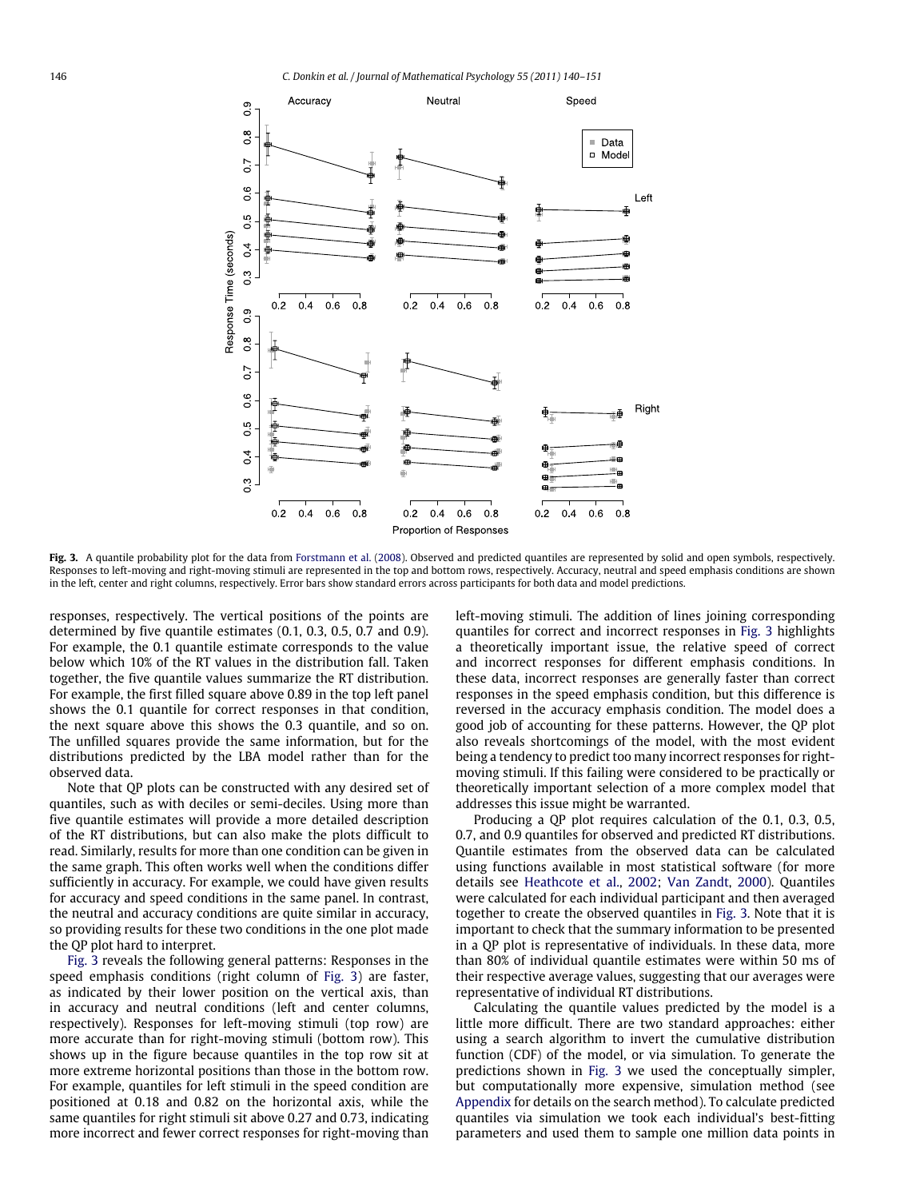**Fig. 3.** A quantile probability plot for the data from Forstmann et al. (2008). Observed and predicted quantiles are represented by solid and open symbols, respectively. Responses to left-moving and right-moving stimuli are represented in the top and bottom rows, respectively. Accuracy, neutral and speed emphasis conditions are shown in the left, center and right columns, respectively. Error bars show standard errors across participants for both data and model predictions.

responses, respectively. The vertical positions of the points are determined by five quantile estimates (0.1, 0.3, 0.5, 0.7 and 0.9). For example, the 0.1 quantile estimate corresponds to the value below which 10% of the RT values in the distribution fall. Taken together, the five quantile values summarize the RT distribution. For example, the first filled square above 0.89 in the top left panel shows the 0.1 quantile for correct responses in that condition, the next square above this shows the 0.3 quantile, and so on. The unfilled squares provide the same information, but for the distributions predicted by the LBA model rather than for the observed data.

Note that QP plots can be constructed with any desired set of quantiles, such as with deciles or semi-deciles. Using more than five quantile estimates will provide a more detailed description of the RT distributions, but can also make the plots difficult to read. Similarly, results for more than one condition can be given in the same graph. This often works well when the conditions differ sufficiently in accuracy. For example, we could have given results for accuracy and speed conditions in the same panel. In contrast, the neutral and accuracy conditions are quite similar in accuracy, so providing results for these two conditions in the one plot made the QP plot hard to interpret.

Fig. 3 reveals the following general patterns: Responses in the speed emphasis conditions (right column of Fig. 3) are faster, as indicated by their lower position on the vertical axis, than in accuracy and neutral conditions (left and center columns, respectively). Responses for left-moving stimuli (top row) are more accurate than for right-moving stimuli (bottom row). This shows up in the figure because quantiles in the top row sit at more extreme horizontal positions than those in the bottom row. For example, quantiles for left stimuli in the speed condition are positioned at 0.18 and 0.82 on the horizontal axis, while the same quantiles for right stimuli sit above 0.27 and 0.73, indicating more incorrect and fewer correct responses for right-moving than left-moving stimuli. The addition of lines joining corresponding quantiles for correct and incorrect responses in Fig. 3 highlights a theoretically important issue, the relative speed of correct and incorrect responses for different emphasis conditions. In these data, incorrect responses are generally faster than correct responses in the speed emphasis condition, but this difference is reversed in the accuracy emphasis condition. The model does a good job of accounting for these patterns. However, the QP plot also reveals shortcomings of the model, with the most evident being a tendency to predict too many incorrect responses for right-moving stimuli. If this failing were considered to be practically or theoretically important selection of a more complex model that addresses this issue might be warranted.

Producing a QP plot requires calculation of the 0.1, 0.3, 0.5, 0.7, and 0.9 quantiles for observed and predicted RT distributions. Quantile estimates from the observed data can be calculated using functions available in most statistical software (for more details see Heathcote et al., 2002; Van Zandt, 2000). Quantiles were calculated for each individual participant and then averaged together to create the observed quantiles in Fig. 3. Note that it is important to check that the summary information to be presented in a QP plot is representative of individuals. In these data, more than 80% of individual quantile estimates were within 50 ms of their respective average values, suggesting that our averages were representative of individual RT distributions.

Calculating the quantile values predicted by the model is a little more difficult. There are two standard approaches: either using a search algorithm to invert the cumulative distribution function (CDF) of the model, or via simulation. To generate the predictions shown in Fig. 3 we used the conceptually simpler, but computationally more expensive, simulation method (see Appendix for details on the search method). To calculate predicted quantiles via simulation we took each individual's best-fitting parameters and used them to sample one million data points in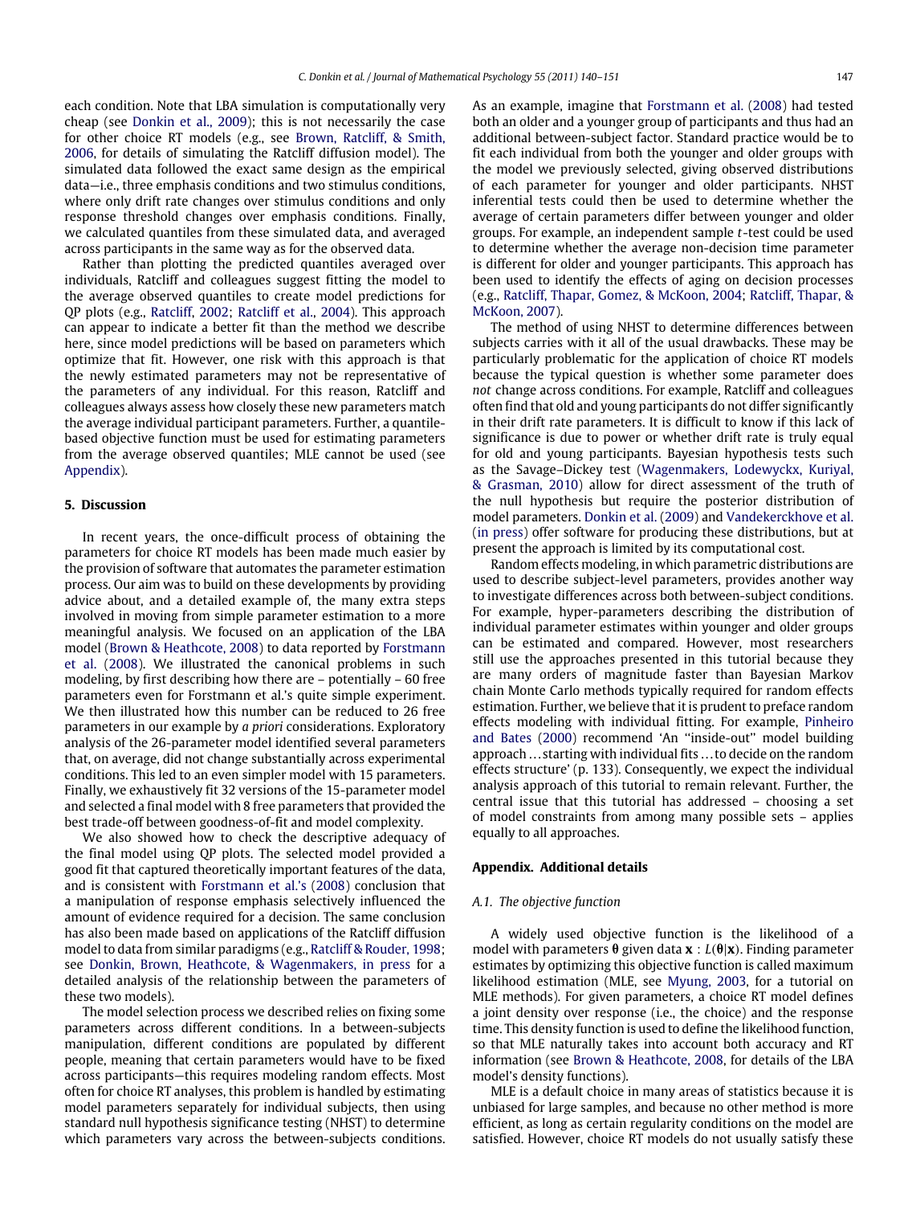each condition. Note that LBA simulation is computationally very cheap (see Donkin et al., 2009); this is not necessarily the case for other choice RT models (e.g., see Brown, Ratcliff, & Smith, 2006, for details of simulating the Ratcliff diffusion model). The simulated data followed the exact same design as the empirical data—i.e., three emphasis conditions and two stimulus conditions, where only drift rate changes over stimulus conditions and only response threshold changes over emphasis conditions. Finally, we calculated quantiles from these simulated data, and averaged across participants in the same way as for the observed data.

Rather than plotting the predicted quantiles averaged over individuals, Ratcliff and colleagues suggest fitting the model to the average observed quantiles to create model predictions for QP plots (e.g., Ratcliff, 2002; Ratcliff et al., 2004). This approach can appear to indicate a better fit than the method we describe here, since model predictions will be based on parameters which optimize that fit. However, one risk with this approach is that the newly estimated parameters may not be representative of the parameters of any individual. For this reason, Ratcliff and colleagues always assess how closely these new parameters match the average individual participant parameters. Further, a quantile-based objective function must be used for estimating parameters from the average observed quantiles; MLE cannot be used (see Appendix).

## 5. Discussion

In recent years, the once-difficult process of obtaining the parameters for choice RT models has been made much easier by the provision of software that automates the parameter estimation process. Our aim was to build on these developments by providing advice about, and a detailed example of, the many extra steps involved in moving from simple parameter estimation to a more meaningful analysis. We focused on an application of the LBA model (Brown & Heathcote, 2008) to data reported by Forstmann et al. (2008). We illustrated the canonical problems in such modeling, by first describing how there are – potentially – 60 free parameters even for Forstmann et al.'s quite simple experiment. We then illustrated how this number can be reduced to 26 free parameters in our example by *a priori* considerations. Exploratory analysis of the 26-parameter model identified several parameters that, on average, did not change substantially across experimental conditions. This led to an even simpler model with 15 parameters. Finally, we exhaustively fit 32 versions of the 15-parameter model and selected a final model with 8 free parameters that provided the best trade-off between goodness-of-fit and model complexity.

We also showed how to check the descriptive adequacy of the final model using QP plots. The selected model provided a good fit that captured theoretically important features of the data, and is consistent with Forstmann et al.'s (2008) conclusion that a manipulation of response emphasis selectively influenced the amount of evidence required for a decision. The same conclusion has also been made based on applications of the Ratcliff diffusion model to data from similar paradigms (e.g., Ratcliff & Rouder, 1998; see Donkin, Brown, Heathcote, & Wagenmakers, in press for a detailed analysis of the relationship between the parameters of these two models).

The model selection process we described relies on fixing some parameters across different conditions. In a between-subjects manipulation, different conditions are populated by different people, meaning that certain parameters would have to be fixed across participants—this requires modeling random effects. Most often for choice RT analyses, this problem is handled by estimating model parameters separately for individual subjects, then using standard null hypothesis significance testing (NHST) to determine which parameters vary across the between-subjects conditions. As an example, imagine that Forstmann et al. (2008) had tested both an older and a younger group of participants and thus had an additional between-subject factor. Standard practice would be to fit each individual from both the younger and older groups with the model we previously selected, giving observed distributions of each parameter for younger and older participants. NHST inferential tests could then be used to determine whether the average of certain parameters differ between younger and older groups. For example, an independent sample $t$-test could be used to determine whether the average non-decision time parameter is different for older and younger participants. This approach has been used to identify the effects of aging on decision processes (e.g., Ratcliff, Thapar, Gomez, & McKoon, 2004; Ratcliff, Thapar, & McKoon, 2007).

The method of using NHST to determine differences between subjects carries with it all of the usual drawbacks. These may be particularly problematic for the application of choice RT models because the typical question is whether some parameter does *not* change across conditions. For example, Ratcliff and colleagues often find that old and young participants do not differ significantly in their drift rate parameters. It is difficult to know if this lack of significance is due to power or whether drift rate is truly equal for old and young participants. Bayesian hypothesis tests such as the Savage–Dickey test (Wagenmakers, Lodewyckx, Kuriyal, & Grasman, 2010) allow for direct assessment of the truth of the null hypothesis but require the posterior distribution of model parameters. Donkin et al. (2009) and Vandekerckhove et al. (in press) offer software for producing these distributions, but at present the approach is limited by its computational cost.

Random effects modeling, in which parametric distributions are used to describe subject-level parameters, provides another way to investigate differences across both between-subject conditions. For example, hyper-parameters describing the distribution of individual parameter estimates within younger and older groups can be estimated and compared. However, most researchers still use the approaches presented in this tutorial because they are many orders of magnitude faster than Bayesian Markov chain Monte Carlo methods typically required for random effects estimation. Further, we believe that it is prudent to preface random effects modeling with individual fitting. For example, Pinheiro and Bates (2000) recommend 'An "inside-out" model building approach ... starting with individual fits ... to decide on the random effects structure' (p. 133). Consequently, we expect the individual analysis approach of this tutorial to remain relevant. Further, the central issue that this tutorial has addressed – choosing a set of model constraints from among many possible sets – applies equally to all approaches.

## Appendix. Additional details

### A.1. The objective function

A widely used objective function is the likelihood of a model with parameters $\boldsymbol{\theta}$ given data $\mathbf{x}$ : $L(\boldsymbol{\theta}|\mathbf{x})$. Finding parameter estimates by optimizing this objective function is called maximum likelihood estimation (MLE, see Myung, 2003, for a tutorial on MLE methods). For given parameters, a choice RT model defines a joint density over response (i.e., the choice) and the response time. This density function is used to define the likelihood function, so that MLE naturally takes into account both accuracy and RT information (see Brown & Heathcote, 2008, for details of the LBA model's density functions).

MLE is a default choice in many areas of statistics because it is unbiased for large samples, and because no other method is more efficient, as long as certain regularity conditions on the model are satisfied. However, choice RT models do not usually satisfy these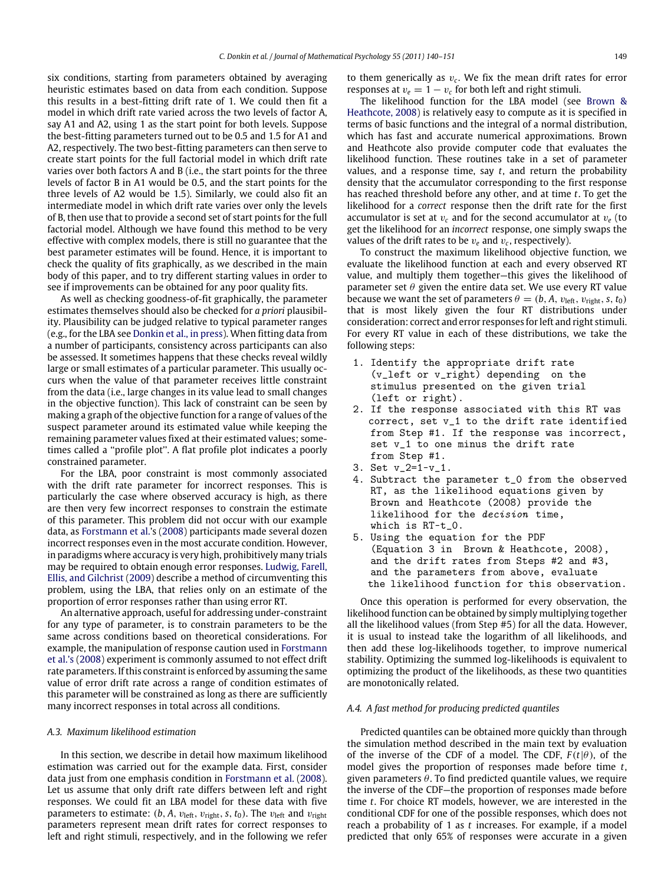six conditions, starting from parameters obtained by averaging heuristic estimates based on data from each condition. Suppose this results in a best-fitting drift rate of 1. We could then fit a model in which drift rate varied across the two levels of factor A, say A1 and A2, using 1 as the start point for both levels. Suppose the best-fitting parameters turned out to be 0.5 and 1.5 for A1 and A2, respectively. The two best-fitting parameters can then serve to create start points for the full factorial model in which drift rate varies over both factors A and B (i.e., the start points for the three levels of factor B in A1 would be 0.5, and the start points for the three levels of A2 would be 1.5). Similarly, we could also fit an intermediate model in which drift rate varies over only the levels of B, then use that to provide a second set of start points for the full factorial model. Although we have found this method to be very effective with complex models, there is still no guarantee that the best parameter estimates will be found. Hence, it is important to check the quality of fits graphically, as we described in the main body of this paper, and to try different starting values in order to see if improvements can be obtained for any poor quality fits.

As well as checking goodness-of-fit graphically, the parameter estimates themselves should also be checked for *a priori* plausibility. Plausibility can be judged relative to typical parameter ranges (e.g., for the LBA see Donkin et al., in press). When fitting data from a number of participants, consistency across participants can also be assessed. It sometimes happens that these checks reveal wildly large or small estimates of a particular parameter. This usually occurs when the value of that parameter receives little constraint from the data (i.e., large changes in its value lead to small changes in the objective function). This lack of constraint can be seen by making a graph of the objective function for a range of values of the suspect parameter around its estimated value while keeping the remaining parameter values fixed at their estimated values; sometimes called a "profile plot". A flat profile plot indicates a poorly constrained parameter.

For the LBA, poor constraint is most commonly associated with the drift rate parameter for incorrect responses. This is particularly the case where observed accuracy is high, as there are then very few incorrect responses to constrain the estimate of this parameter. This problem did not occur with our example data, as Forstmann et al.'s (2008) participants made several dozen incorrect responses even in the most accurate condition. However, in paradigms where accuracy is very high, prohibitively many trials may be required to obtain enough error responses. Ludwig, Farell, Ellis, and Gilchrist (2009) describe a method of circumventing this problem, using the LBA, that relies only on an estimate of the proportion of error responses rather than using error RT.

An alternative approach, useful for addressing under-constraint for any type of parameter, is to constrain parameters to be the same across conditions based on theoretical considerations. For example, the manipulation of response caution used in Forstmann et al.'s (2008) experiment is commonly assumed to not effect drift rate parameters. If this constraint is enforced by assuming the same value of error drift rate across a range of condition estimates of this parameter will be constrained as long as there are sufficiently many incorrect responses in total across all conditions.

### A.3. Maximum likelihood estimation

In this section, we describe in detail how maximum likelihood estimation was carried out for the example data. First, consider data just from one emphasis condition in Forstmann et al. (2008). Let us assume that only drift rate differs between left and right responses. We could fit an LBA model for these data with five parameters to estimate: $(b, A, v_{\text{left}}, v_{\text{right}}, s, t_0)$. The $v_{\text{left}}$ and $v_{\text{right}}$ parameters represent mean drift rates for correct responses to left and right stimuli, respectively, and in the following we refer to them generically as $v_c$. We fix the mean drift rates for error responses at $v_e = 1 - v_c$ for both left and right stimuli.

The likelihood function for the LBA model (see Brown & Heathcote, 2008) is relatively easy to compute as it is specified in terms of basic functions and the integral of a normal distribution, which has fast and accurate numerical approximations. Brown and Heathcote also provide computer code that evaluates the likelihood function. These routines take in a set of parameter values, and a response time, say $t$, and return the probability density that the accumulator corresponding to the first response has reached threshold before any other, and at time $t$. To get the likelihood for a *correct* response then the drift rate for the first accumulator is set at $v_c$ and for the second accumulator at $v_e$ (to get the likelihood for an *incorrect* response, one simply swaps the values of the drift rates to be $v_e$ and $v_c$, respectively).

To construct the maximum likelihood objective function, we evaluate the likelihood function at each and every observed RT value, and multiply them together—this gives the likelihood of parameter set $\theta$ given the entire data set. We use every RT value because we want the set of parameters $\theta = (b, A, v_{\text{left}}, v_{\text{right}}, s, t_0)$ that is most likely given the four RT distributions under consideration: correct and error responses for left and right stimuli. For every RT value in each of these distributions, we take the following steps:

```
1. Identify the appropriate drift rate
   (v_left or v_right) depending  on the
   stimulus presented on the given trial
   (left or right).
2. If the response associated with this RT was
   correct, set v_1 to the drift rate identified
   from Step #1. If the response was incorrect,
   set v_1 to one minus the drift rate
   from Step #1.
3. Set v_2=1-v_1.
4. Subtract the parameter t_0 from the observed
   RT, as the likelihood equations given by
   Brown and Heathcote (2008) provide the
   likelihood for the decision time,
   which is RT-t_0.
5. Using the equation for the PDF
   (Equation 3 in  Brown & Heathcote, 2008),
   and the drift rates from Steps #2 and #3,
   and the parameters from above, evaluate
   the likelihood function for this observation.
```

Once this operation is performed for every observation, the likelihood function can be obtained by simply multiplying together all the likelihood values (from Step #5) for all the data. However, it is usual to instead take the logarithm of all likelihoods, and then add these log-likelihoods together, to improve numerical stability. Optimizing the summed log-likelihoods is equivalent to optimizing the product of the likelihoods, as these two quantities are monotonically related.

### A.4. A fast method for producing predicted quantiles

Predicted quantiles can be obtained more quickly than through the simulation method described in the main text by evaluation of the inverse of the CDF of a model. The CDF, $F(t|\theta)$, of the model gives the proportion of responses made before time $t$, given parameters $\theta$. To find predicted quantile values, we require the inverse of the CDF—the proportion of responses made before time $t$. For choice RT models, however, we are interested in the conditional CDF for one of the possible responses, which does not reach a probability of 1 as $t$ increases. For example, if a model predicted that only 65% of responses were accurate in a given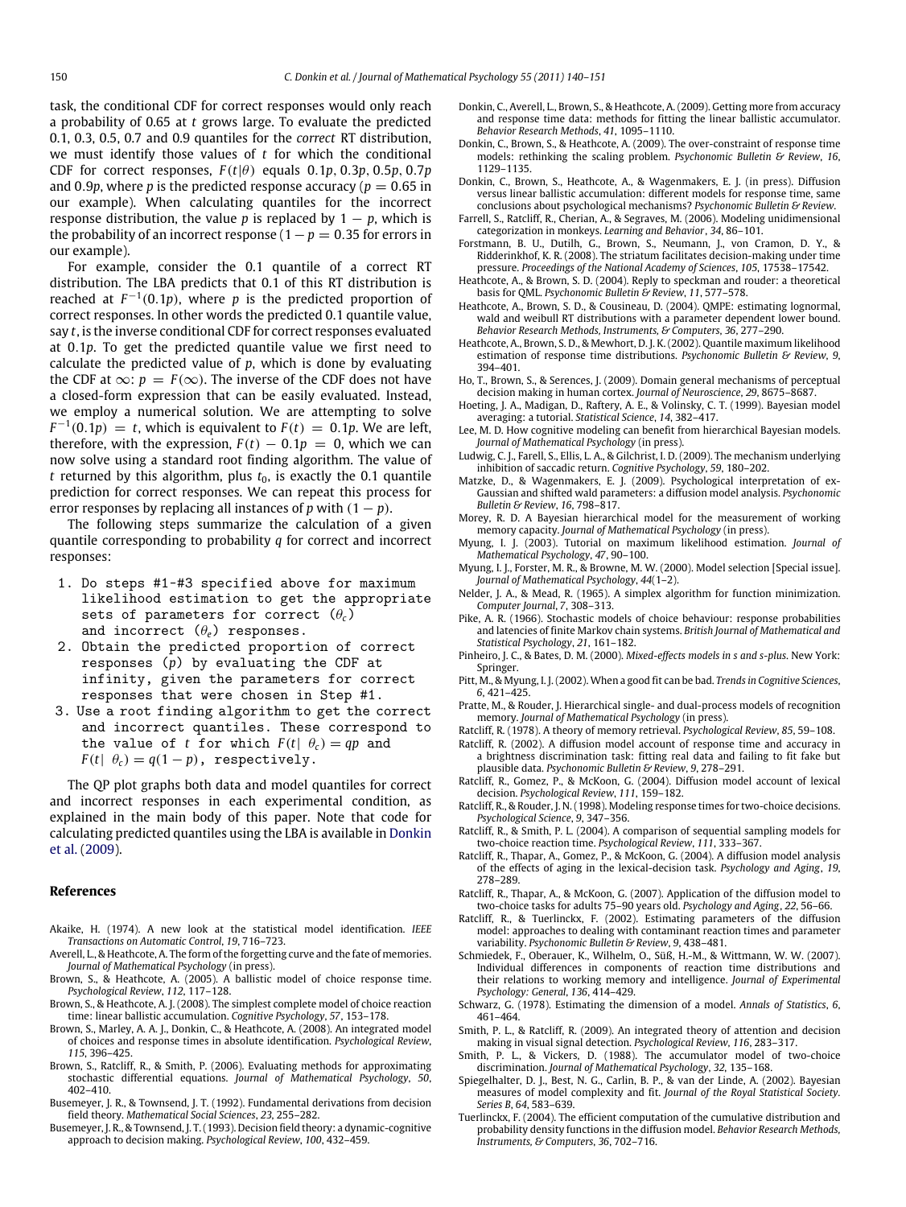task, the conditional CDF for correct responses would only reach a probability of 0.65 at $t$ grows large. To evaluate the predicted 0.1, 0.3, 0.5, 0.7 and 0.9 quantiles for the *correct* RT distribution, we must identify those values of $t$ for which the conditional CDF for correct responses, $F(t|\theta)$ equals $0.1p$, $0.3p$, $0.5p$, $0.7p$ and $0.9p$, where $p$ is the predicted response accuracy ($p = 0.65$ in our example). When calculating quantiles for the incorrect response distribution, the value $p$ is replaced by $1 - p$, which is the probability of an incorrect response ($1 - p = 0.35$ for errors in our example).

For example, consider the 0.1 quantile of a correct RT distribution. The LBA predicts that 0.1 of this RT distribution is reached at $F^{-1}(0.1p)$, where $p$ is the predicted proportion of correct responses. In other words the predicted 0.1 quantile value, say $t$, is the inverse conditional CDF for correct responses evaluated at $0.1p$. To get the predicted quantile value we first need to calculate the predicted value of $p$, which is done by evaluating the CDF at $\infty$: $p = F(\infty)$. The inverse of the CDF does not have a closed-form expression that can be easily evaluated. Instead, we employ a numerical solution. We are attempting to solve $F^{-1}(0.1p) = t$, which is equivalent to $F(t) = 0.1p$. We are left, therefore, with the expression, $F(t) - 0.1p = 0$, which we can now solve using a standard root finding algorithm. The value of $t$ returned by this algorithm, plus $t_0$, is exactly the 0.1 quantile prediction for correct responses. We can repeat this process for error responses by replacing all instances of $p$ with $(1 - p)$.

The following steps summarize the calculation of a given quantile corresponding to probability $q$ for correct and incorrect responses:

1. Do steps #1-#3 specified above for maximum likelihood estimation to get the appropriate sets of parameters for correct ($\theta_c$) and incorrect ($\theta_e$) responses.
2. Obtain the predicted proportion of correct responses ($p$) by evaluating the CDF at infinity, given the parameters for correct responses that were chosen in Step #1.
3. Use a root finding algorithm to get the correct and incorrect quantiles. These correspond to the value of $t$ for which $F(t|\ \theta_c) = qp$ and $F(t|\ \theta_c) = q(1 - p)$, respectively.

The QP plot graphs both data and model quantiles for correct and incorrect responses in each experimental condition, as explained in the main body of this paper. Note that code for calculating predicted quantiles using the LBA is available in Donkin et al. (2009).

## References

Akaike, H. (1974). A new look at the statistical model identification. *IEEE Transactions on Automatic Control*, *19*, 716–723.

Averell, L., & Heathcote, A. The form of the forgetting curve and the fate of memories. *Journal of Mathematical Psychology* (in press).

Brown, S., & Heathcote, A. (2005). A ballistic model of choice response time. *Psychological Review*, *112*, 117–128.

Brown, S., & Heathcote, A. J. (2008). The simplest complete model of choice reaction time: linear ballistic accumulation. *Cognitive Psychology*, *57*, 153–178.

Brown, S., Marley, A. A. J., Donkin, C., & Heathcote, A. (2008). An integrated model of choices and response times in absolute identification. *Psychological Review*, *115*, 396–425.

Brown, S., Ratcliff, R., & Smith, P. (2006). Evaluating methods for approximating stochastic differential equations. *Journal of Mathematical Psychology*, *50*, 402–410.

Busemeyer, J. R., & Townsend, J. T. (1992). Fundamental derivations from decision field theory. *Mathematical Social Sciences*, *23*, 255–282.

Busemeyer, J. R., & Townsend, J. T. (1993). Decision field theory: a dynamic-cognitive approach to decision making. *Psychological Review*, *100*, 432–459.

Donkin, C., Averell, L., Brown, S., & Heathcote, A. (2009). Getting more from accuracy and response time data: methods for fitting the linear ballistic accumulator. *Behavior Research Methods*, *41*, 1095–1110.

Donkin, C., Brown, S., & Heathcote, A. (2009). The over-constraint of response time models: rethinking the scaling problem. *Psychonomic Bulletin & Review*, *16*, 1129–1135.

Donkin, C., Brown, S., Heathcote, A., & Wagenmakers, E. J. (in press). Diffusion versus linear ballistic accumulation: different models for response time, same conclusions about psychological mechanisms? *Psychonomic Bulletin & Review*.

Farrell, S., Ratcliff, R., Cherian, A., & Segraves, M. (2006). Modeling unidimensional categorization in monkeys. *Learning and Behavior*, *34*, 86–101.

Forstmann, B. U., Dutilh, G., Brown, S., Neumann, J., von Cramon, D. Y., & Ridderinkhof, K. R. (2008). The striatum facilitates decision-making under time pressure. *Proceedings of the National Academy of Sciences*, *105*, 17538–17542.

Heathcote, A., & Brown, S. D. (2004). Reply to speckman and rouder: a theoretical basis for QML. *Psychonomic Bulletin & Review*, *11*, 577–578.

Heathcote, A., Brown, S. D., & Cousineau, D. (2004). QMPE: estimating lognormal, wald and weibull RT distributions with a parameter dependent lower bound. *Behavior Research Methods, Instruments, & Computers*, *36*, 277–290.

Heathcote, A., Brown, S. D., & Mewhort, D. J. K. (2002). Quantile maximum likelihood estimation of response time distributions. *Psychonomic Bulletin & Review*, *9*, 394–401.

Ho, T., Brown, S., & Serences, J. (2009). Domain general mechanisms of perceptual decision making in human cortex. *Journal of Neuroscience*, *29*, 8675–8687.

Hoeting, J. A., Madigan, D., Raftery, A. E., & Volinsky, C. T. (1999). Bayesian model averaging: a tutorial. *Statistical Science*, *14*, 382–417.

Lee, M. D. How cognitive modeling can benefit from hierarchical Bayesian models. *Journal of Mathematical Psychology* (in press).

Ludwig, C. J., Farell, S., Ellis, L. A., & Gilchrist, I. D. (2009). The mechanism underlying inhibition of saccadic return. *Cognitive Psychology*, *59*, 180–202.

Matzke, D., & Wagenmakers, E. J. (2009). Psychological interpretation of ex-Gaussian and shifted wald parameters: a diffusion model analysis. *Psychonomic Bulletin & Review*, *16*, 798–817.

Morey, R. D. A Bayesian hierarchical model for the measurement of working memory capacity. *Journal of Mathematical Psychology* (in press).

Myung, I. J. (2003). Tutorial on maximum likelihood estimation. *Journal of Mathematical Psychology*, *47*, 90–100.

Myung, I. J., Forster, M. R., & Browne, M. W. (2000). Model selection [Special issue]. *Journal of Mathematical Psychology*, *44*(1–2).

Nelder, J. A., & Mead, R. (1965). A simplex algorithm for function minimization. *Computer Journal*, *7*, 308–313.

Pike, A. R. (1966). Stochastic models of choice behaviour: response probabilities and latencies of finite Markov chain systems. *British Journal of Mathematical and Statistical Psychology*, *21*, 161–182.

Pinheiro, J. C., & Bates, D. M. (2000). *Mixed-effects models in s and s-plus*. New York: Springer.

Pitt, M., & Myung, I. J. (2002). When a good fit can be bad. *Trends in Cognitive Sciences*, *6*, 421–425.

Pratte, M., & Rouder, J. Hierarchical single- and dual-process models of recognition memory. *Journal of Mathematical Psychology* (in press).

Ratcliff, R. (1978). A theory of memory retrieval. *Psychological Review*, *85*, 59–108.

Ratcliff, R. (2002). A diffusion model account of response time and accuracy in a brightness discrimination task: fitting real data and failing to fit fake but plausible data. *Psychonomic Bulletin & Review*, *9*, 278–291.

Ratcliff, R., Gomez, P., & McKoon, G. (2004). Diffusion model account of lexical decision. *Psychological Review*, *111*, 159–182.

Ratcliff, R., & Rouder, J. N. (1998). Modeling response times for two-choice decisions. *Psychological Science*, *9*, 347–356.

Ratcliff, R., & Smith, P. L. (2004). A comparison of sequential sampling models for two-choice reaction time. *Psychological Review*, *111*, 333–367.

Ratcliff, R., Thapar, A., Gomez, P., & McKoon, G. (2004). A diffusion model analysis of the effects of aging in the lexical-decision task. *Psychology and Aging*, *19*, 278–289.

Ratcliff, R., Thapar, A., & McKoon, G. (2007). Application of the diffusion model to two-choice tasks for adults 75–90 years old. *Psychology and Aging*, *22*, 56–66.

Ratcliff, R., & Tuerlinckx, F. (2002). Estimating parameters of the diffusion model: approaches to dealing with contaminant reaction times and parameter variability. *Psychonomic Bulletin & Review*, *9*, 438–481.

Schmiedek, F., Oberauer, K., Wilhelm, O., Süß, H.-M., & Wittmann, W. W. (2007). Individual differences in components of reaction time distributions and their relations to working memory and intelligence. *Journal of Experimental Psychology: General*, *136*, 414–429.

Schwarz, G. (1978). Estimating the dimension of a model. *Annals of Statistics*, *6*, 461–464.

Smith, P. L., & Ratcliff, R. (2009). An integrated theory of attention and decision making in visual signal detection. *Psychological Review*, *116*, 283–317.

Smith, P. L., & Vickers, D. (1988). The accumulator model of two-choice discrimination. *Journal of Mathematical Psychology*, *32*, 135–168.

Spiegelhalter, D. J., Best, N. G., Carlin, B. P., & van der Linde, A. (2002). Bayesian measures of model complexity and fit. *Journal of the Royal Statistical Society. Series B*, *64*, 583–639.

Tuerlinckx, F. (2004). The efficient computation of the cumulative distribution and probability density functions in the diffusion model. *Behavior Research Methods, Instruments, & Computers*, *36*, 702–716.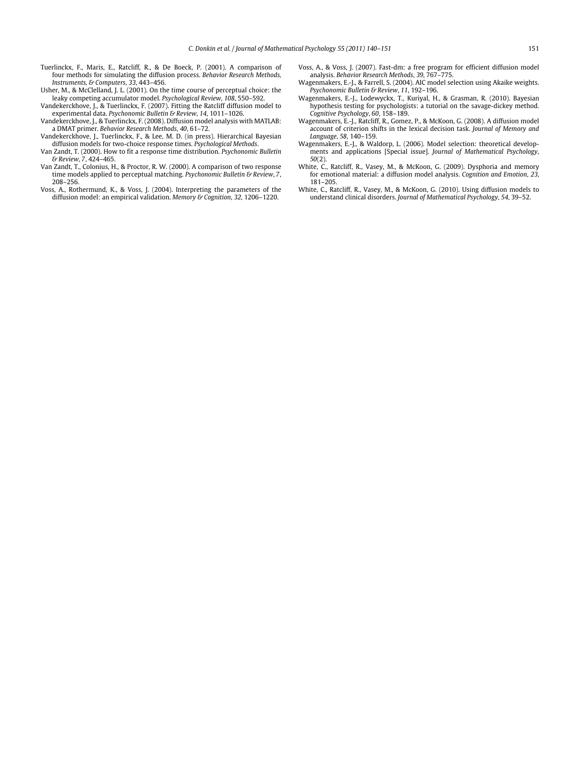Tuerlinckx, F., Maris, E., Ratcliff, R., & De Boeck, P. (2001). A comparison of four methods for simulating the diffusion process. *Behavior Research Methods, Instruments, & Computers*, *33*, 443–456.

Usher, M., & McClelland, J. L. (2001). On the time course of perceptual choice: the leaky competing accumulator model. *Psychological Review*, *108*, 550–592.

Vandekerckhove, J., & Tuerlinckx, F. (2007). Fitting the Ratcliff diffusion model to experimental data. *Psychonomic Bulletin & Review*, *14*, 1011–1026.

Vandekerckhove, J., & Tuerlinckx, F. (2008). Diffusion model analysis with MATLAB: a DMAT primer. *Behavior Research Methods*, *40*, 61–72.

Vandekerckhove, J., Tuerlinckx, F., & Lee, M. D. (in press). Hierarchical Bayesian diffusion models for two-choice response times. *Psychological Methods*.

Van Zandt, T. (2000). How to fit a response time distribution. *Psychonomic Bulletin & Review*, *7*, 424–465.

Van Zandt, T., Colonius, H., & Proctor, R. W. (2000). A comparison of two response time models applied to perceptual matching. *Psychonomic Bulletin & Review*, *7*, 208–256.

Voss, A., Rothermund, K., & Voss, J. (2004). Interpreting the parameters of the diffusion model: an empirical validation. *Memory & Cognition*, *32*, 1206–1220.

Voss, A., & Voss, J. (2007). Fast-dm: a free program for efficient diffusion model analysis. *Behavior Research Methods*, *39*, 767–775.

Wagenmakers, E.-J., & Farrell, S. (2004). AIC model selection using Akaike weights. *Psychonomic Bulletin & Review*, *11*, 192–196.

Wagenmakers, E.-J., Lodewyckx, T., Kuriyal, H., & Grasman, R. (2010). Bayesian hypothesis testing for psychologists: a tutorial on the savage-dickey method. *Cognitive Psychology*, *60*, 158–189.

Wagenmakers, E.-J., Ratcliff, R., Gomez, P., & McKoon, G. (2008). A diffusion model account of criterion shifts in the lexical decision task. *Journal of Memory and Language*, *58*, 140–159.

Wagenmakers, E.-J., & Waldorp, L. (2006). Model selection: theoretical developments and applications [Special issue]. *Journal of Mathematical Psychology*, *50*(2).

White, C., Ratcliff, R., Vasey, M., & McKoon, G. (2009). Dysphoria and memory for emotional material: a diffusion model analysis. *Cognition and Emotion*, *23*, 181–205.

White, C., Ratcliff, R., Vasey, M., & McKoon, G. (2010). Using diffusion models to understand clinical disorders. *Journal of Mathematical Psychology*, *54*, 39–52.